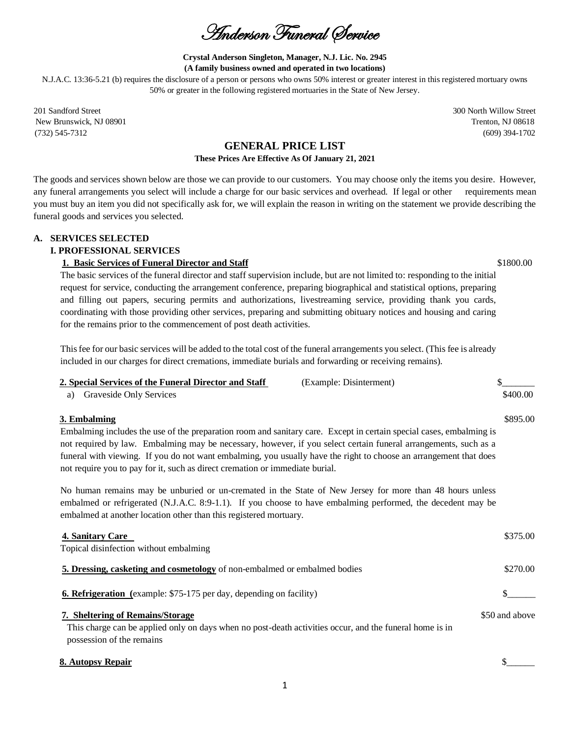# Anderson Funeral Service

**Crystal Anderson Singleton, Manager, N.J. Lic. No. 2945**
**(A family business owned and operated in two locations)**

N.J.A.C. 13:36-5.21 (b) requires the disclosure of a person or persons who owns 50% interest or greater interest in this registered mortuary owns 50% or greater in the following registered mortuaries in the State of New Jersey.

201 Sandford Street
New Brunswick, NJ 08901
(732) 545-7312

300 North Willow Street
Trenton, NJ 08618
(609) 394-1702

## GENERAL PRICE LIST

**These Prices Are Effective As Of January 21, 2021**

The goods and services shown below are those we can provide to our customers. You may choose only the items you desire. However, any funeral arrangements you select will include a charge for our basic services and overhead. If legal or other requirements mean you must buy an item you did not specifically ask for, we will explain the reason in writing on the statement we provide describing the funeral goods and services you selected.

### A. SERVICES SELECTED

#### I. PROFESSIONAL SERVICES

**1. Basic Services of Funeral Director and Staff** — $1800.00

The basic services of the funeral director and staff supervision include, but are not limited to: responding to the initial request for service, conducting the arrangement conference, preparing biographical and statistical options, preparing and filling out papers, securing permits and authorizations, livestreaming service, providing thank you cards, coordinating with those providing other services, preparing and submitting obituary notices and housing and caring for the remains prior to the commencement of post death activities.

This fee for our basic services will be added to the total cost of the funeral arrangements you select. (This fee is already included in our charges for direct cremations, immediate burials and forwarding or receiving remains).

**2. Special Services of the Funeral Director and Staff** (Example: Disinterment) — $______

a) Graveside Only Services — $400.00

**3. Embalming** — $895.00

Embalming includes the use of the preparation room and sanitary care. Except in certain special cases, embalming is not required by law. Embalming may be necessary, however, if you select certain funeral arrangements, such as a funeral with viewing. If you do not want embalming, you usually have the right to choose an arrangement that does not require you to pay for it, such as direct cremation or immediate burial.

No human remains may be unburied or un-cremated in the State of New Jersey for more than 48 hours unless embalmed or refrigerated (N.J.A.C. 8:9-1.1). If you choose to have embalming performed, the decedent may be embalmed at another location other than this registered mortuary.

**4. Sanitary Care** — $375.00

Topical disinfection without embalming

**5. Dressing, casketing and cosmetology** of non-embalmed or embalmed bodies — $270.00

**6. Refrigeration** (example: $75-175 per day, depending on facility) — $______

**7. Sheltering of Remains/Storage** — $50 and above

This charge can be applied only on days when no post-death activities occur, and the funeral home is in possession of the remains

**8. Autopsy Repair** — $______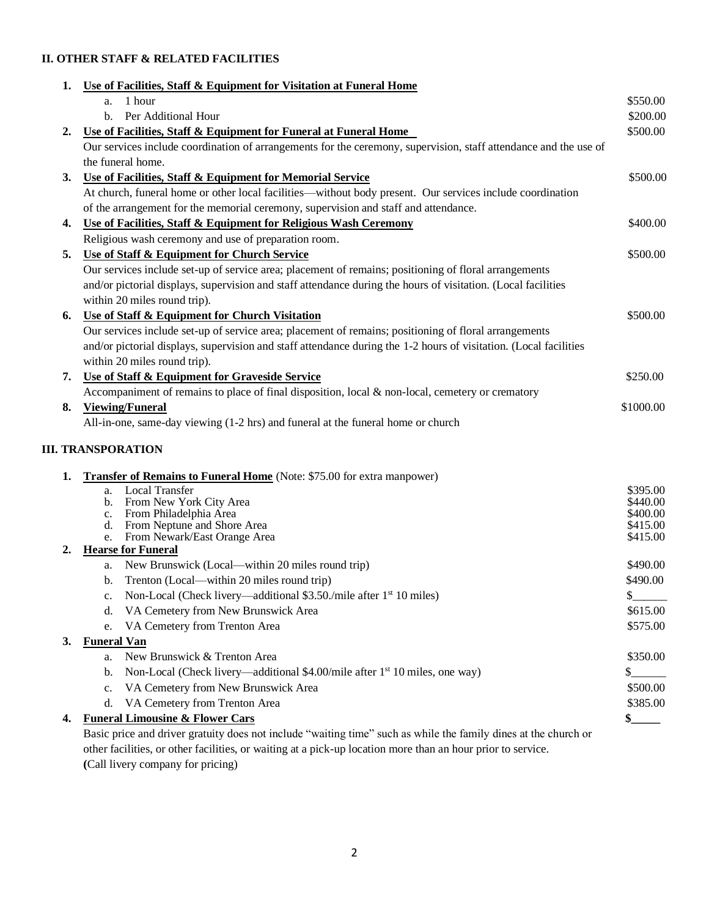## II. OTHER STAFF & RELATED FACILITIES

**1. Use of Facilities, Staff & Equipment for Visitation at Funeral Home**

- a. 1 hour — $550.00
- b. Per Additional Hour — $200.00

**2. Use of Facilities, Staff & Equipment for Funeral at Funeral Home** — $500.00

Our services include coordination of arrangements for the ceremony, supervision, staff attendance and the use of the funeral home.

**3. Use of Facilities, Staff & Equipment for Memorial Service** — $500.00

At church, funeral home or other local facilities—without body present. Our services include coordination of the arrangement for the memorial ceremony, supervision and staff and attendance.

**4. Use of Facilities, Staff & Equipment for Religious Wash Ceremony** — $400.00

Religious wash ceremony and use of preparation room.

**5. Use of Staff & Equipment for Church Service** — $500.00

Our services include set-up of service area; placement of remains; positioning of floral arrangements and/or pictorial displays, supervision and staff attendance during the hours of visitation. (Local facilities within 20 miles round trip).

**6. Use of Staff & Equipment for Church Visitation** — $500.00

Our services include set-up of service area; placement of remains; positioning of floral arrangements and/or pictorial displays, supervision and staff attendance during the 1-2 hours of visitation. (Local facilities within 20 miles round trip).

**7. Use of Staff & Equipment for Graveside Service** — $250.00

Accompaniment of remains to place of final disposition, local & non-local, cemetery or crematory

**8. Viewing/Funeral** — $1000.00

All-in-one, same-day viewing (1-2 hrs) and funeral at the funeral home or church

## III. TRANSPORATION

**1. Transfer of Remains to Funeral Home** (Note: $75.00 for extra manpower)

- a. Local Transfer — $395.00
- b. From New York City Area — $440.00
- c. From Philadelphia Area — $400.00
- d. From Neptune and Shore Area — $415.00
- e. From Newark/East Orange Area — $415.00

**2. Hearse for Funeral**

- a. New Brunswick (Local—within 20 miles round trip) — $490.00
- b. Trenton (Local—within 20 miles round trip) — $490.00
- c. Non-Local (Check livery—additional $3.50./mile after 1st 10 miles) — $______
- d. VA Cemetery from New Brunswick Area — $615.00
- e. VA Cemetery from Trenton Area — $575.00

**3. Funeral Van**

- a. New Brunswick & Trenton Area — $350.00
- b. Non-Local (Check livery—additional $4.00/mile after 1st 10 miles, one way) — $______
- c. VA Cemetery from New Brunswick Area — $500.00
- d. VA Cemetery from Trenton Area — $385.00

**4. Funeral Limousine & Flower Cars** — **$_____**

Basic price and driver gratuity does not include "waiting time" such as while the family dines at the church or other facilities, or other facilities, or waiting at a pick-up location more than an hour prior to service.
**(**Call livery company for pricing)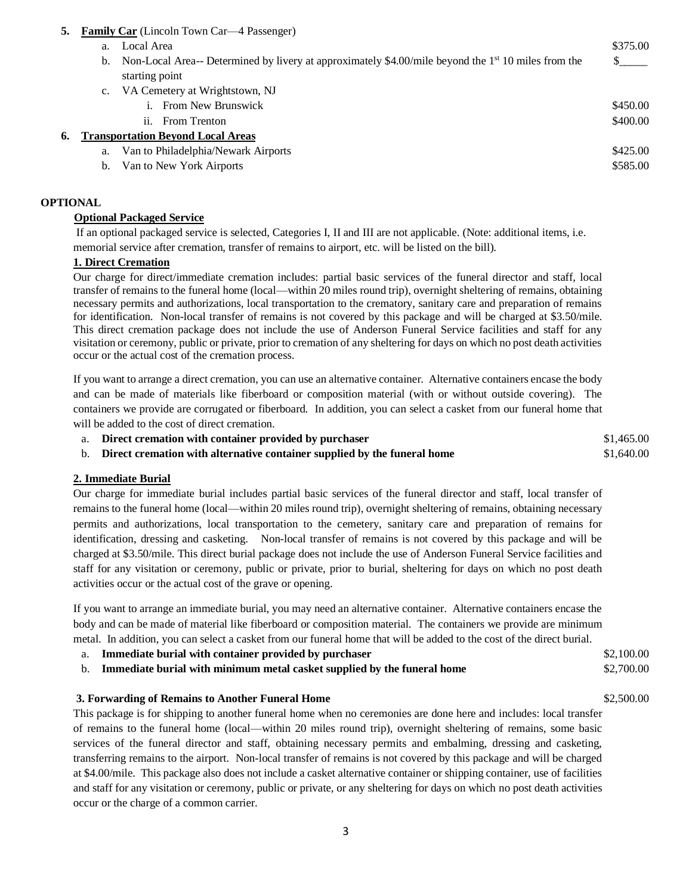**5. Family Car** (Lincoln Town Car—4 Passenger)

a. Local Area — $375.00

b. Non-Local Area-- Determined by livery at approximately $4.00/mile beyond the 1st 10 miles from the starting point — $_____

c. VA Cemetery at Wrightstown, NJ

i. From New Brunswick — $450.00

ii. From Trenton — $400.00

**6. Transportation Beyond Local Areas**

a. Van to Philadelphia/Newark Airports — $425.00

b. Van to New York Airports — $585.00

## OPTIONAL

### Optional Packaged Service

If an optional packaged service is selected, Categories I, II and III are not applicable. (Note: additional items, i.e. memorial service after cremation, transfer of remains to airport, etc. will be listed on the bill).

### 1. Direct Cremation

Our charge for direct/immediate cremation includes: partial basic services of the funeral director and staff, local transfer of remains to the funeral home (local—within 20 miles round trip), overnight sheltering of remains, obtaining necessary permits and authorizations, local transportation to the crematory, sanitary care and preparation of remains for identification. Non-local transfer of remains is not covered by this package and will be charged at $3.50/mile. This direct cremation package does not include the use of Anderson Funeral Service facilities and staff for any visitation or ceremony, public or private, prior to cremation of any sheltering for days on which no post death activities occur or the actual cost of the cremation process.

If you want to arrange a direct cremation, you can use an alternative container. Alternative containers encase the body and can be made of materials like fiberboard or composition material (with or without outside covering). The containers we provide are corrugated or fiberboard. In addition, you can select a casket from our funeral home that will be added to the cost of direct cremation.

a. **Direct cremation with container provided by purchaser** — $1,465.00

b. **Direct cremation with alternative container supplied by the funeral home** — $1,640.00

### 2. Immediate Burial

Our charge for immediate burial includes partial basic services of the funeral director and staff, local transfer of remains to the funeral home (local—within 20 miles round trip), overnight sheltering of remains, obtaining necessary permits and authorizations, local transportation to the cemetery, sanitary care and preparation of remains for identification, dressing and casketing. Non-local transfer of remains is not covered by this package and will be charged at $3.50/mile. This direct burial package does not include the use of Anderson Funeral Service facilities and staff for any visitation or ceremony, public or private, prior to burial, sheltering for days on which no post death activities occur or the actual cost of the grave or opening.

If you want to arrange an immediate burial, you may need an alternative container. Alternative containers encase the body and can be made of material like fiberboard or composition material. The containers we provide are minimum metal. In addition, you can select a casket from our funeral home that will be added to the cost of the direct burial.

a. **Immediate burial with container provided by purchaser** — $2,100.00

b. **Immediate burial with minimum metal casket supplied by the funeral home** — $2,700.00

### 3. Forwarding of Remains to Another Funeral Home — $2,500.00

This package is for shipping to another funeral home when no ceremonies are done here and includes: local transfer of remains to the funeral home (local—within 20 miles round trip), overnight sheltering of remains, some basic services of the funeral director and staff, obtaining necessary permits and embalming, dressing and casketing, transferring remains to the airport. Non-local transfer of remains is not covered by this package and will be charged at $4.00/mile. This package also does not include a casket alternative container or shipping container, use of facilities and staff for any visitation or ceremony, public or private, or any sheltering for days on which no post death activities occur or the charge of a common carrier.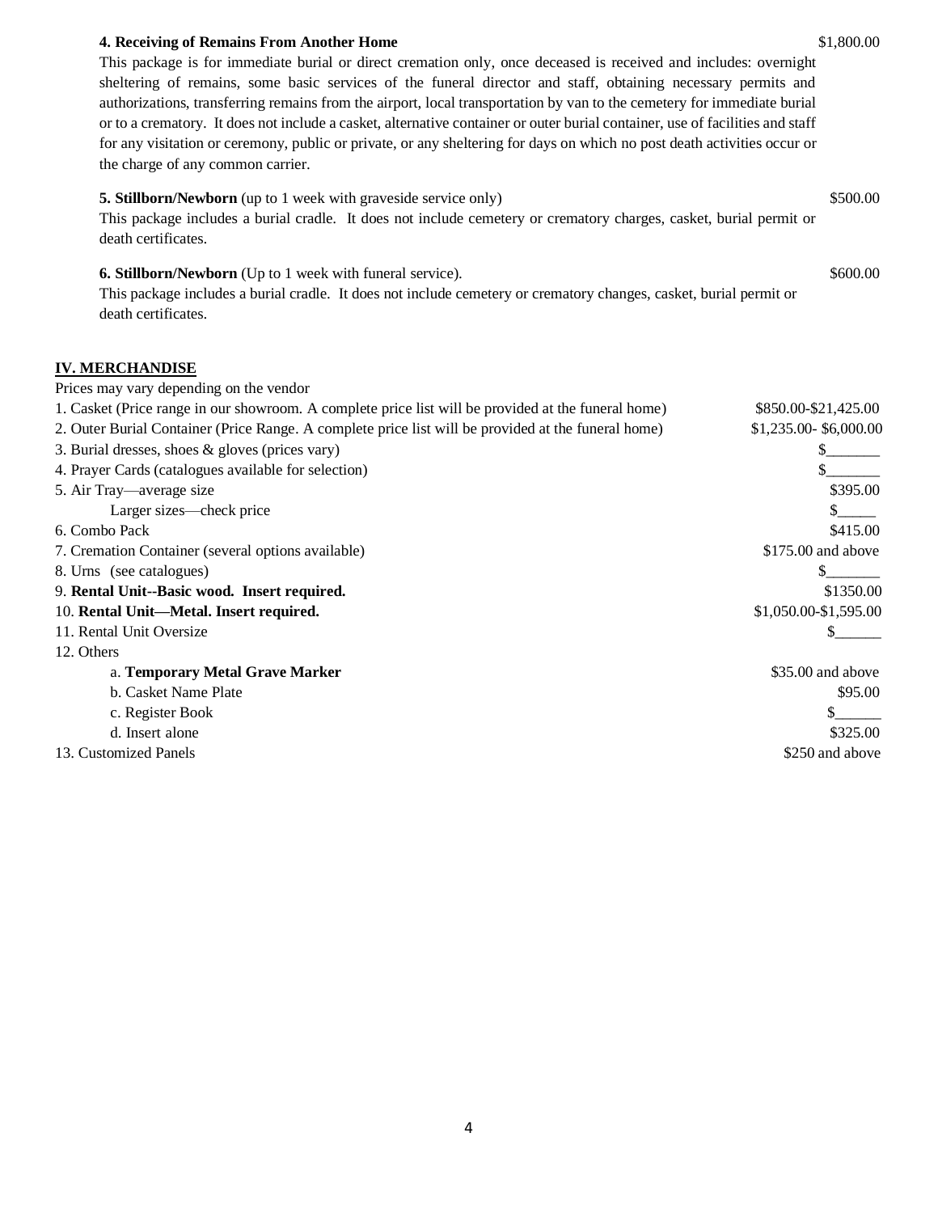**4. Receiving of Remains From Another Home** $1,800.00

This package is for immediate burial or direct cremation only, once deceased is received and includes: overnight sheltering of remains, some basic services of the funeral director and staff, obtaining necessary permits and authorizations, transferring remains from the airport, local transportation by van to the cemetery for immediate burial or to a crematory. It does not include a casket, alternative container or outer burial container, use of facilities and staff for any visitation or ceremony, public or private, or any sheltering for days on which no post death activities occur or the charge of any common carrier.

**5. Stillborn/Newborn** (up to 1 week with graveside service only) $500.00

This package includes a burial cradle. It does not include cemetery or crematory charges, casket, burial permit or death certificates.

**6. Stillborn/Newborn** (Up to 1 week with funeral service). $600.00

This package includes a burial cradle. It does not include cemetery or crematory changes, casket, burial permit or death certificates.

## IV. MERCHANDISE

Prices may vary depending on the vendor

| | |
|---|---|
| 1. Casket (Price range in our showroom. A complete price list will be provided at the funeral home) | $850.00-$21,425.00 |
| 2. Outer Burial Container (Price Range. A complete price list will be provided at the funeral home) | $1,235.00- $6,000.00 |
| 3. Burial dresses, shoes & gloves (prices vary) | $_______ |
| 4. Prayer Cards (catalogues available for selection) | $_______ |
| 5. Air Tray—average size | $395.00 |
| Larger sizes—check price | $_____ |
| 6. Combo Pack | $415.00 |
| 7. Cremation Container (several options available) | $175.00 and above |
| 8. Urns (see catalogues) | $_______ |
| 9. **Rental Unit--Basic wood. Insert required.** | $1350.00 |
| 10. **Rental Unit—Metal. Insert required.** | $1,050.00-$1,595.00 |
| 11. Rental Unit Oversize | $______ |
| 12. Others | |
| a. **Temporary Metal Grave Marker** | $35.00 and above |
| b. Casket Name Plate | $95.00 |
| c. Register Book | $______ |
| d. Insert alone | $325.00 |
| 13. Customized Panels | $250 and above |